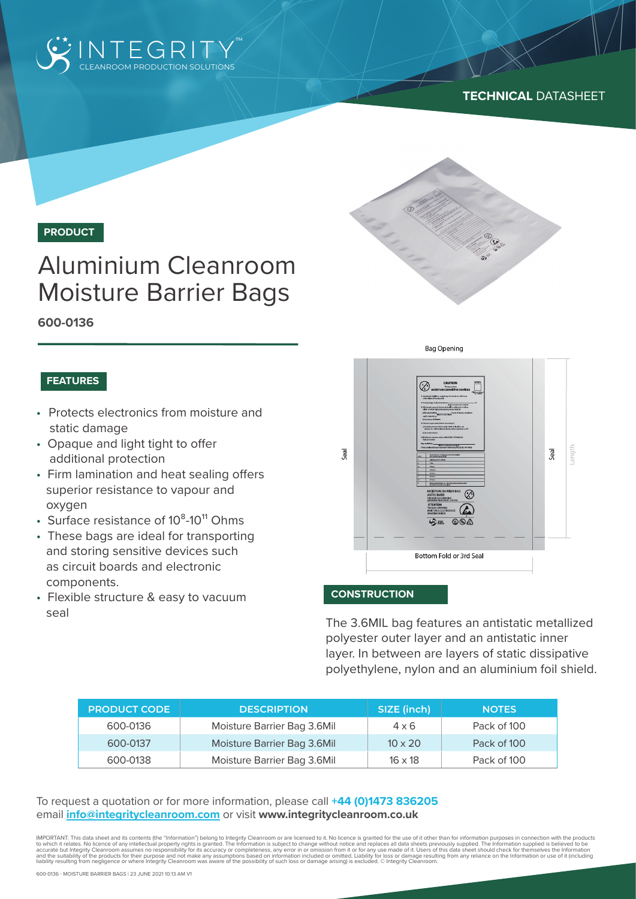INTEGRITY™
CLEANROOM PRODUCTION SOLUTIONS

**TECHNICAL** DATASHEET

**PRODUCT**

# Aluminium Cleanroom Moisture Barrier Bags

**600-0136**

## FEATURES

- Protects electronics from moisture and static damage
- Opaque and light tight to offer additional protection
- Firm lamination and heat sealing offers superior resistance to vapour and oxygen
- Surface resistance of $10^8$-$10^{11}$ Ohms
- These bags are ideal for transporting and storing sensitive devices such as circuit boards and electronic components.
- Flexible structure & easy to vacuum seal

Bag Opening

Seal

Seal

Length

Bottom Fold or 3rd Seal

## CONSTRUCTION

The 3.6MIL bag features an antistatic metallized polyester outer layer and an antistatic inner layer. In between are layers of static dissipative polyethylene, nylon and an aluminium foil shield.

| PRODUCT CODE | DESCRIPTION | SIZE (inch) | NOTES |
| --- | --- | --- | --- |
| 600-0136 | Moisture Barrier Bag 3.6Mil | 4 x 6 | Pack of 100 |
| 600-0137 | Moisture Barrier Bag 3.6Mil | 10 x 20 | Pack of 100 |
| 600-0138 | Moisture Barrier Bag 3.6Mil | 16 x 18 | Pack of 100 |

To request a quotation or for more information, please call **+44 (0)1473 836205**
email **info@integritycleanroom.com** or visit **www.integritycleanroom.co.uk**

IMPORTANT: This data sheet and its contents (the "Information") belong to Integrity Cleanroom or are licensed to it. No licence is granted for the use of it other than for information purposes in connection with the products to which it relates. No licence of any intellectual property rights is granted. The Information is subject to change without notice and replaces all data sheets previously supplied. The Information supplied is believed to be accurate but Integrity Cleanroom assumes no responsibility for its accuracy or completeness, any error in or omission from it or for any use made of it. Users of this data sheet should check for themselves the Information and the suitability of the products for their purpose and not make any assumptions based on information included or omitted. Liability for loss or damage resulting from any reliance on the Information or use of it (including liability resulting from negligence or where Integrity Cleanroom was aware of the possibility of such loss or damage arising) is excluded. © Integrity Cleanroom.

600-0136 - MOISTURE BARRIER BAGS | 23 JUNE 2021 10:13 AM V1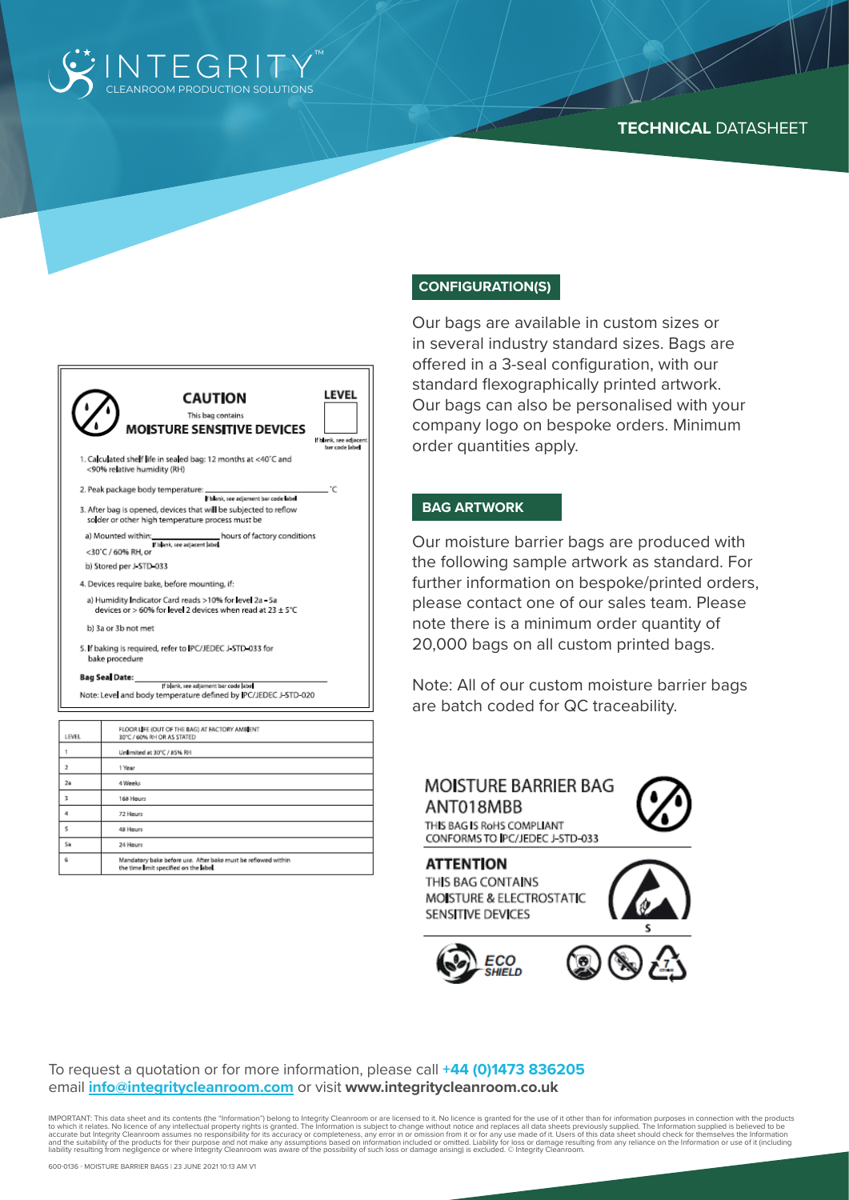**TECHNICAL** DATASHEET

## CONFIGURATION(S)

Our bags are available in custom sizes or in several industry standard sizes. Bags are offered in a 3-seal configuration, with our standard flexographically printed artwork. Our bags can also be personalised with your company logo on bespoke orders. Minimum order quantities apply.

## BAG ARTWORK

Our moisture barrier bags are produced with the following sample artwork as standard. For further information on bespoke/printed orders, please contact one of our sales team. Please note there is a minimum order quantity of 20,000 bags on all custom printed bags.

Note: All of our custom moisture barrier bags are batch coded for QC traceability.

**CAUTION**

This bag contains

**MOISTURE SENSITIVE DEVICES**

**LEVEL**

If blank, see adjacent bar code label

1. Calculated shelf life in sealed bag: 12 months at <40°C and <90% relative humidity (RH)
2. Peak package body temperature: ________ °C (If blank, see adjament bar code label)
3. After bag is opened, devices that will be subjected to reflow solder or other high temperature process must be
   - a) Mounted within: ________ hours of factory conditions (If blank, see adjacent label) <30°C / 60% RH, or
   - b) Stored per J-STD-033
4. Devices require bake, before mounting, if:
   - a) Humidity Indicator Card reads >10% for level 2a – 5a devices or > 60% for level 2 devices when read at 23 ± 5°C
   - b) 3a or 3b not met
5. If baking is required, refer to IPC/JEDEC J-STD-033 for bake procedure

**Bag Seal Date:** ________ (If blank, see adjament bar code label)

Note: Level and body temperature defined by IPC/JEDEC J-STD-020

| LEVEL | FLOOR LIFE (OUT OF THE BAG) AT FACTORY AMBIENT 30°C / 60% RH OR AS STATED |
| --- | --- |
| 1 | Unlimited at 30°C / 85% RH |
| 2 | 1 Year |
| 2a | 4 Weeks |
| 3 | 168 Hours |
| 4 | 72 Hours |
| 5 | 48 Hours |
| 5a | 24 Hours |
| 6 | Mandatory bake before use. After bake must be reflowed within the time limit specified on the label. |

MOISTURE BARRIER BAG
ANT018MBB

THIS BAG IS RoHS COMPLIANT
CONFORMS TO IPC/JEDEC J-STD-033

**ATTENTION**

THIS BAG CONTAINS MOISTURE & ELECTROSTATIC SENSITIVE DEVICES

ECO SHIELD

To request a quotation or for more information, please call **+44 (0)1473 836205**
email **info@integritycleanroom.com** or visit **www.integritycleanroom.co.uk**

IMPORTANT: This data sheet and its contents (the "Information") belong to Integrity Cleanroom or are licensed to it. No licence is granted for the use of it other than for information purposes in connection with the products to which it relates. No licence of any intellectual property rights is granted. The Information is subject to change without notice and replaces all data sheets previously supplied. The Information supplied is believed to be accurate but Integrity Cleanroom assumes no responsibility for its accuracy or completeness, any error in or omission from it or for any use made of it. Users of this data sheet should check for themselves the Information and the suitability of the products for their purpose and not make any assumptions based on information included or omitted. Liability for loss or damage resulting from any reliance on the Information or use of it (including liability resulting from negligence or where Integrity Cleanroom was aware of the possibility of such loss or damage arising) is excluded. © Integrity Cleanroom.

600-0136 - MOISTURE BARRIER BAGS | 23 JUNE 2021 10:13 AM V1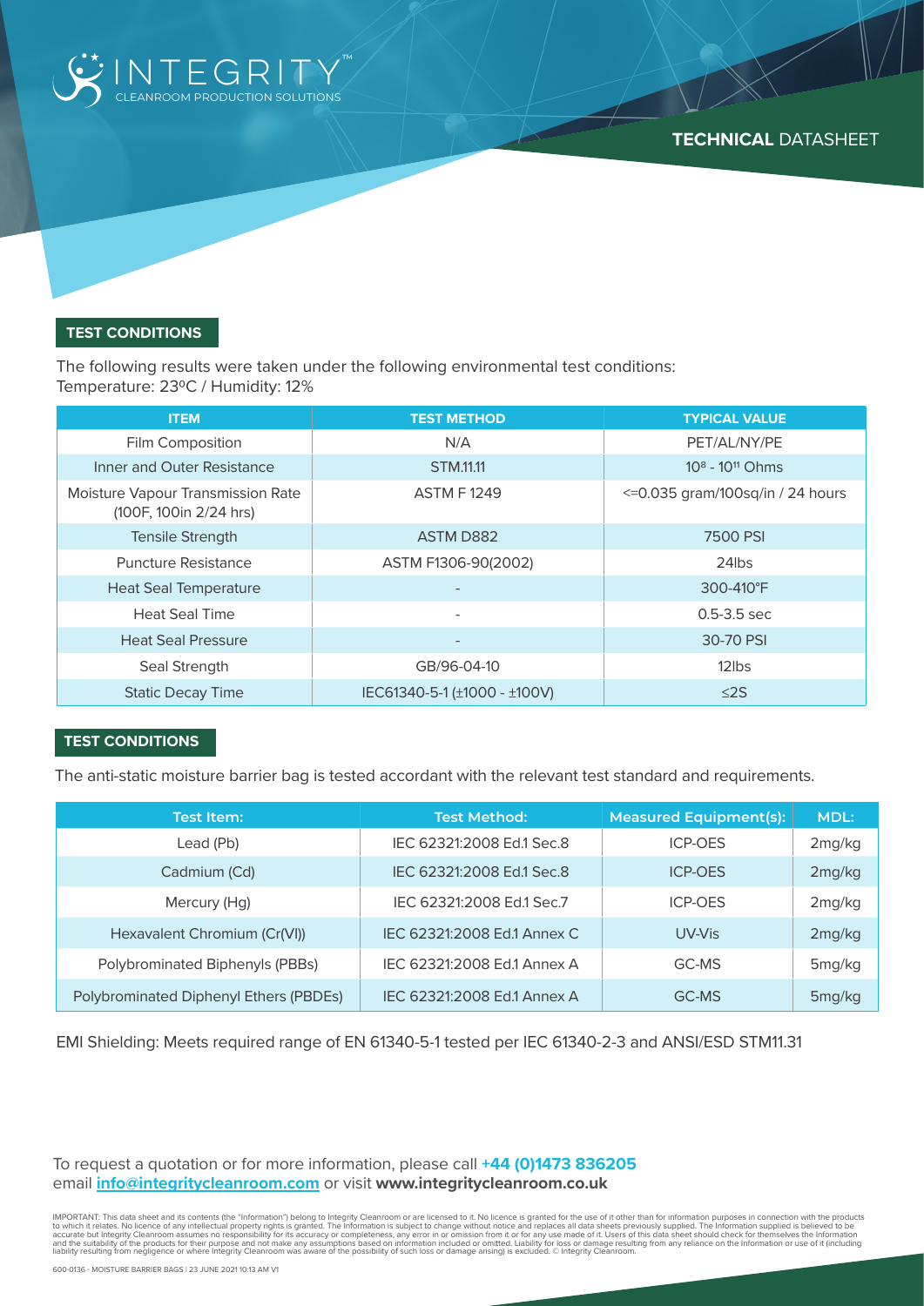INTEGRITY™
CLEANROOM PRODUCTION SOLUTIONS

**TECHNICAL** DATASHEET

## TEST CONDITIONS

The following results were taken under the following environmental test conditions:
Temperature: 23ºC / Humidity: 12%

| ITEM | TEST METHOD | TYPICAL VALUE |
|---|---|---|
| Film Composition | N/A | PET/AL/NY/PE |
| Inner and Outer Resistance | STM.11.11 | $10^8$ - $10^{11}$ Ohms |
| Moisture Vapour Transmission Rate (100F, 100in 2/24 hrs) | ASTM F 1249 | <=0.035 gram/100sq/in / 24 hours |
| Tensile Strength | ASTM D882 | 7500 PSI |
| Puncture Resistance | ASTM F1306-90(2002) | 24lbs |
| Heat Seal Temperature | - | 300-410°F |
| Heat Seal Time | - | 0.5-3.5 sec |
| Heat Seal Pressure | - | 30-70 PSI |
| Seal Strength | GB/96-04-10 | 12lbs |
| Static Decay Time | IEC61340-5-1 (±1000 - ±100V) | ≤2S |

## TEST CONDITIONS

The anti-static moisture barrier bag is tested accordant with the relevant test standard and requirements.

| Test Item: | Test Method: | Measured Equipment(s): | MDL: |
|---|---|---|---|
| Lead (Pb) | IEC 62321:2008 Ed.1 Sec.8 | ICP-OES | 2mg/kg |
| Cadmium (Cd) | IEC 62321:2008 Ed.1 Sec.8 | ICP-OES | 2mg/kg |
| Mercury (Hg) | IEC 62321:2008 Ed.1 Sec.7 | ICP-OES | 2mg/kg |
| Hexavalent Chromium (Cr(VI)) | IEC 62321:2008 Ed.1 Annex C | UV-Vis | 2mg/kg |
| Polybrominated Biphenyls (PBBs) | IEC 62321:2008 Ed.1 Annex A | GC-MS | 5mg/kg |
| Polybrominated Diphenyl Ethers (PBDEs) | IEC 62321:2008 Ed.1 Annex A | GC-MS | 5mg/kg |

EMI Shielding: Meets required range of EN 61340-5-1 tested per IEC 61340-2-3 and ANSI/ESD STM11.31

To request a quotation or for more information, please call **+44 (0)1473 836205**
email **info@integritycleanroom.com** or visit **www.integritycleanroom.co.uk**

IMPORTANT: This data sheet and its contents (the "Information") belong to Integrity Cleanroom or are licensed to it. No licence is granted for the use of it other than for information purposes in connection with the products to which it relates. No licence of any intellectual property rights is granted. The Information is subject to change without notice and replaces all data sheets previously supplied. The Information supplied is believed to be accurate but Integrity Cleanroom assumes no responsibility for its accuracy or completeness, any error in or omission from it or for any use made of it. Users of this data sheet should check for themselves the Information and the suitability of the products for their purpose and not make any assumptions based on information included or omitted. Liability for loss or damage resulting from any reliance on the Information or use of it (including liability resulting from negligence or where Integrity Cleanroom was aware of the possibility of such loss or damage arising) is excluded. © Integrity Cleanroom.

600-0136 - MOISTURE BARRIER BAGS | 23 JUNE 2021 10:13 AM V1